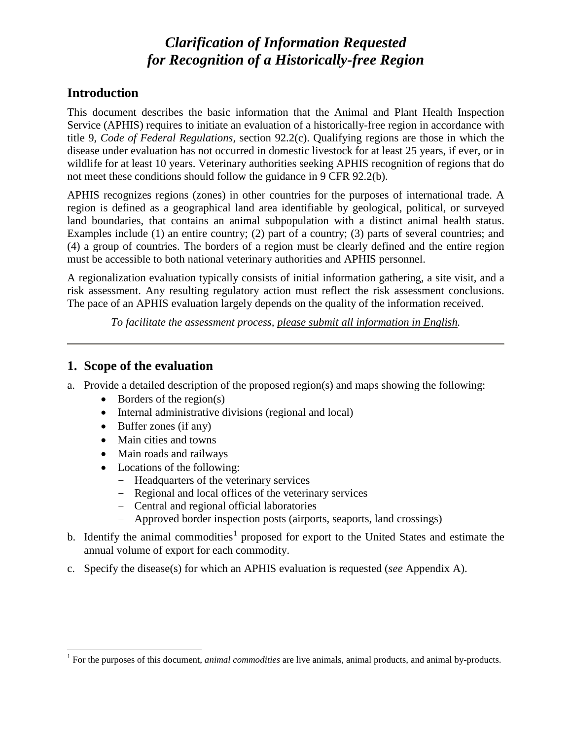# *Clarification of Information Requested for Recognition of a Historically-free Region*

## Introduction

This document describes the basic information that the Animal and Plant Health Inspection Service (APHIS) requires to initiate an evaluation of a historically-free region in accordance with title 9, *Code of Federal Regulations*, section 92.2(c). Qualifying regions are those in which the disease under evaluation has not occurred in domestic livestock for at least 25 years, if ever, or in wildlife for at least 10 years. Veterinary authorities seeking APHIS recognition of regions that do not meet these conditions should follow the guidance in 9 CFR 92.2(b).

APHIS recognizes regions (zones) in other countries for the purposes of international trade. A region is defined as a geographical land area identifiable by geological, political, or surveyed land boundaries, that contains an animal subpopulation with a distinct animal health status. Examples include (1) an entire country; (2) part of a country; (3) parts of several countries; and (4) a group of countries. The borders of a region must be clearly defined and the entire region must be accessible to both national veterinary authorities and APHIS personnel.

A regionalization evaluation typically consists of initial information gathering, a site visit, and a risk assessment. Any resulting regulatory action must reflect the risk assessment conclusions. The pace of an APHIS evaluation largely depends on the quality of the information received.

*To facilitate the assessment process, please submit all information in English.*

---

## 1. Scope of the evaluation

a. Provide a detailed description of the proposed region(s) and maps showing the following:
   - Borders of the region(s)
   - Internal administrative divisions (regional and local)
   - Buffer zones (if any)
   - Main cities and towns
   - Main roads and railways
   - Locations of the following:
     - Headquarters of the veterinary services
     - Regional and local offices of the veterinary services
     - Central and regional official laboratories
     - Approved border inspection posts (airports, seaports, land crossings)

b. Identify the animal commodities[1] proposed for export to the United States and estimate the annual volume of export for each commodity.

c. Specify the disease(s) for which an APHIS evaluation is requested (*see* Appendix A).

---

[1] For the purposes of this document, *animal commodities* are live animals, animal products, and animal by-products.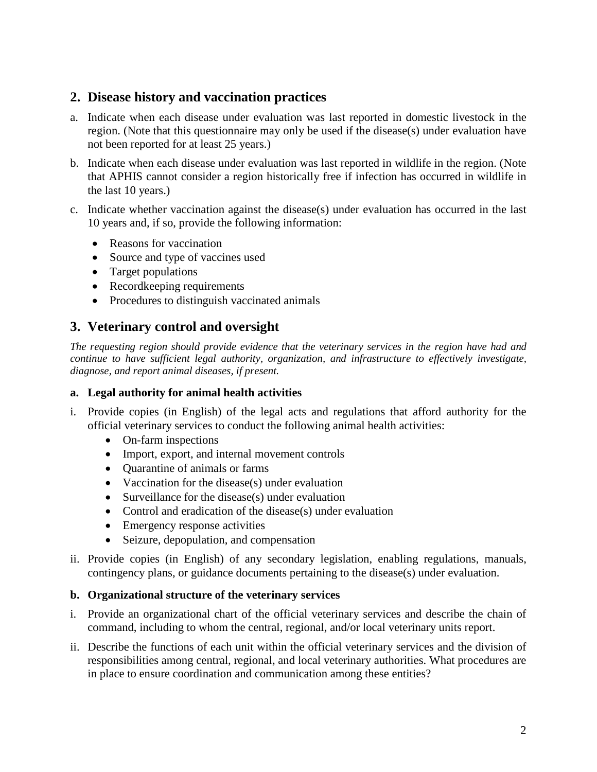## 2. Disease history and vaccination practices

a. Indicate when each disease under evaluation was last reported in domestic livestock in the region. (Note that this questionnaire may only be used if the disease(s) under evaluation have not been reported for at least 25 years.)

b. Indicate when each disease under evaluation was last reported in wildlife in the region. (Note that APHIS cannot consider a region historically free if infection has occurred in wildlife in the last 10 years.)

c. Indicate whether vaccination against the disease(s) under evaluation has occurred in the last 10 years and, if so, provide the following information:

- Reasons for vaccination
- Source and type of vaccines used
- Target populations
- Recordkeeping requirements
- Procedures to distinguish vaccinated animals

## 3. Veterinary control and oversight

*The requesting region should provide evidence that the veterinary services in the region have had and continue to have sufficient legal authority, organization, and infrastructure to effectively investigate, diagnose, and report animal diseases, if present.*

### a. Legal authority for animal health activities

i. Provide copies (in English) of the legal acts and regulations that afford authority for the official veterinary services to conduct the following animal health activities:
   - On-farm inspections
   - Import, export, and internal movement controls
   - Quarantine of animals or farms
   - Vaccination for the disease(s) under evaluation
   - Surveillance for the disease(s) under evaluation
   - Control and eradication of the disease(s) under evaluation
   - Emergency response activities
   - Seizure, depopulation, and compensation

ii. Provide copies (in English) of any secondary legislation, enabling regulations, manuals, contingency plans, or guidance documents pertaining to the disease(s) under evaluation.

### b. Organizational structure of the veterinary services

i. Provide an organizational chart of the official veterinary services and describe the chain of command, including to whom the central, regional, and/or local veterinary units report.

ii. Describe the functions of each unit within the official veterinary services and the division of responsibilities among central, regional, and local veterinary authorities. What procedures are in place to ensure coordination and communication among these entities?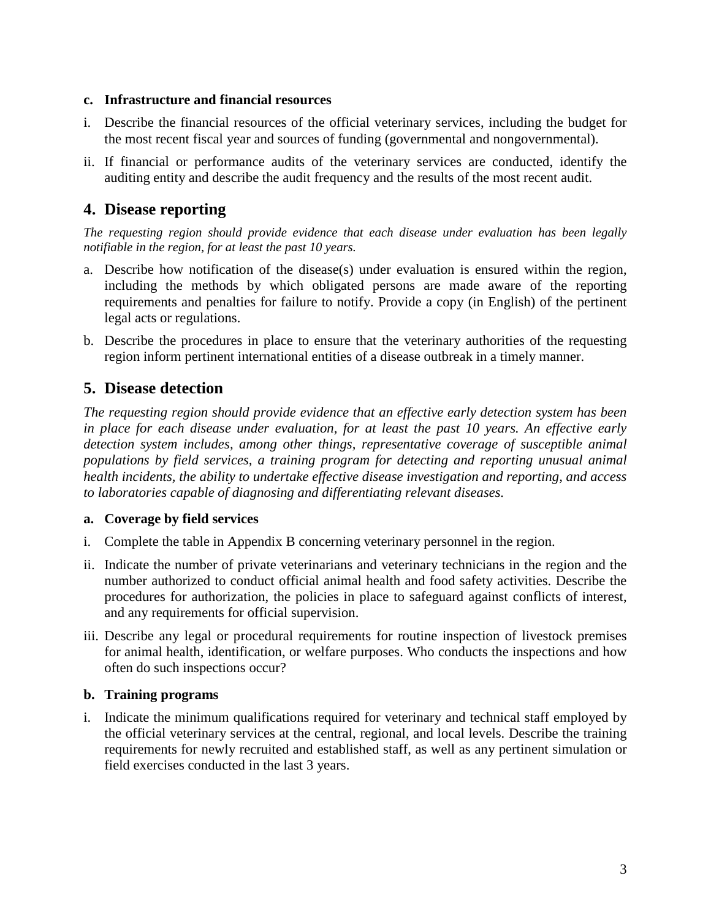**c. Infrastructure and financial resources**

i. Describe the financial resources of the official veterinary services, including the budget for the most recent fiscal year and sources of funding (governmental and nongovernmental).

ii. If financial or performance audits of the veterinary services are conducted, identify the auditing entity and describe the audit frequency and the results of the most recent audit.

## 4. Disease reporting

*The requesting region should provide evidence that each disease under evaluation has been legally notifiable in the region, for at least the past 10 years.*

a. Describe how notification of the disease(s) under evaluation is ensured within the region, including the methods by which obligated persons are made aware of the reporting requirements and penalties for failure to notify. Provide a copy (in English) of the pertinent legal acts or regulations.

b. Describe the procedures in place to ensure that the veterinary authorities of the requesting region inform pertinent international entities of a disease outbreak in a timely manner.

## 5. Disease detection

*The requesting region should provide evidence that an effective early detection system has been in place for each disease under evaluation, for at least the past 10 years. An effective early detection system includes, among other things, representative coverage of susceptible animal populations by field services, a training program for detecting and reporting unusual animal health incidents, the ability to undertake effective disease investigation and reporting, and access to laboratories capable of diagnosing and differentiating relevant diseases.*

**a. Coverage by field services**

i. Complete the table in Appendix B concerning veterinary personnel in the region.

ii. Indicate the number of private veterinarians and veterinary technicians in the region and the number authorized to conduct official animal health and food safety activities. Describe the procedures for authorization, the policies in place to safeguard against conflicts of interest, and any requirements for official supervision.

iii. Describe any legal or procedural requirements for routine inspection of livestock premises for animal health, identification, or welfare purposes. Who conducts the inspections and how often do such inspections occur?

**b. Training programs**

i. Indicate the minimum qualifications required for veterinary and technical staff employed by the official veterinary services at the central, regional, and local levels. Describe the training requirements for newly recruited and established staff, as well as any pertinent simulation or field exercises conducted in the last 3 years.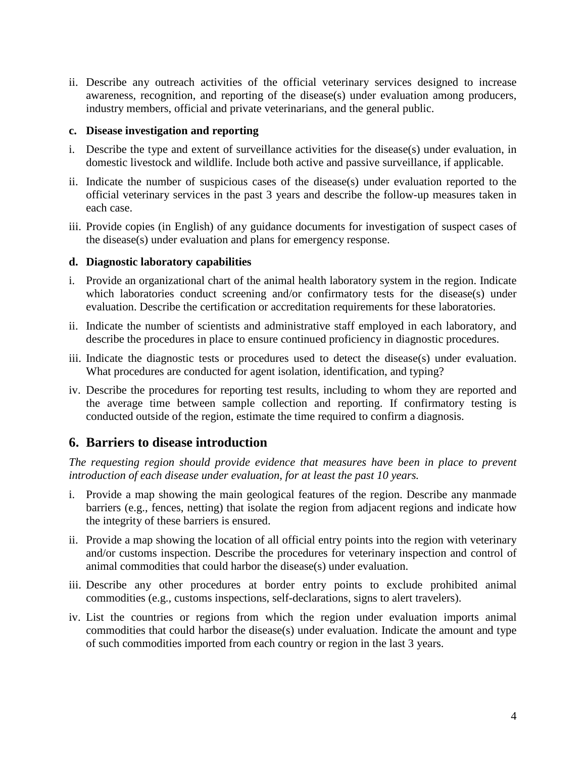ii. Describe any outreach activities of the official veterinary services designed to increase awareness, recognition, and reporting of the disease(s) under evaluation among producers, industry members, official and private veterinarians, and the general public.

**c. Disease investigation and reporting**

i. Describe the type and extent of surveillance activities for the disease(s) under evaluation, in domestic livestock and wildlife. Include both active and passive surveillance, if applicable.

ii. Indicate the number of suspicious cases of the disease(s) under evaluation reported to the official veterinary services in the past 3 years and describe the follow-up measures taken in each case.

iii. Provide copies (in English) of any guidance documents for investigation of suspect cases of the disease(s) under evaluation and plans for emergency response.

**d. Diagnostic laboratory capabilities**

i. Provide an organizational chart of the animal health laboratory system in the region. Indicate which laboratories conduct screening and/or confirmatory tests for the disease(s) under evaluation. Describe the certification or accreditation requirements for these laboratories.

ii. Indicate the number of scientists and administrative staff employed in each laboratory, and describe the procedures in place to ensure continued proficiency in diagnostic procedures.

iii. Indicate the diagnostic tests or procedures used to detect the disease(s) under evaluation. What procedures are conducted for agent isolation, identification, and typing?

iv. Describe the procedures for reporting test results, including to whom they are reported and the average time between sample collection and reporting. If confirmatory testing is conducted outside of the region, estimate the time required to confirm a diagnosis.

## 6. Barriers to disease introduction

*The requesting region should provide evidence that measures have been in place to prevent introduction of each disease under evaluation, for at least the past 10 years.*

i. Provide a map showing the main geological features of the region. Describe any manmade barriers (e.g., fences, netting) that isolate the region from adjacent regions and indicate how the integrity of these barriers is ensured.

ii. Provide a map showing the location of all official entry points into the region with veterinary and/or customs inspection. Describe the procedures for veterinary inspection and control of animal commodities that could harbor the disease(s) under evaluation.

iii. Describe any other procedures at border entry points to exclude prohibited animal commodities (e.g., customs inspections, self-declarations, signs to alert travelers).

iv. List the countries or regions from which the region under evaluation imports animal commodities that could harbor the disease(s) under evaluation. Indicate the amount and type of such commodities imported from each country or region in the last 3 years.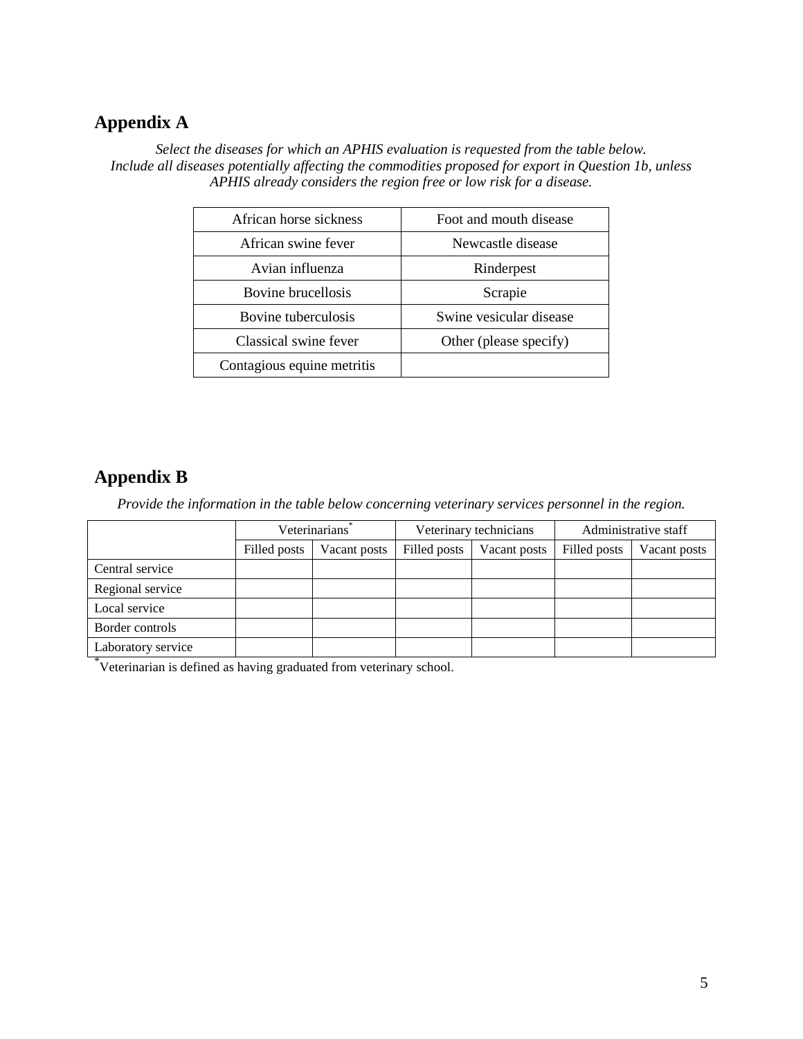## Appendix A

*Select the diseases for which an APHIS evaluation is requested from the table below. Include all diseases potentially affecting the commodities proposed for export in Question 1b, unless APHIS already considers the region free or low risk for a disease.*

| | |
|---|---|
| African horse sickness | Foot and mouth disease |
| African swine fever | Newcastle disease |
| Avian influenza | Rinderpest |
| Bovine brucellosis | Scrapie |
| Bovine tuberculosis | Swine vesicular disease |
| Classical swine fever | Other (please specify) |
| Contagious equine metritis | |

## Appendix B

*Provide the information in the table below concerning veterinary services personnel in the region.*

| | Veterinarians* | | Veterinary technicians | | Administrative staff | |
|---|---|---|---|---|---|---|
| | Filled posts | Vacant posts | Filled posts | Vacant posts | Filled posts | Vacant posts |
| Central service | | | | | | |
| Regional service | | | | | | |
| Local service | | | | | | |
| Border controls | | | | | | |
| Laboratory service | | | | | | |

*Veterinarian is defined as having graduated from veterinary school.